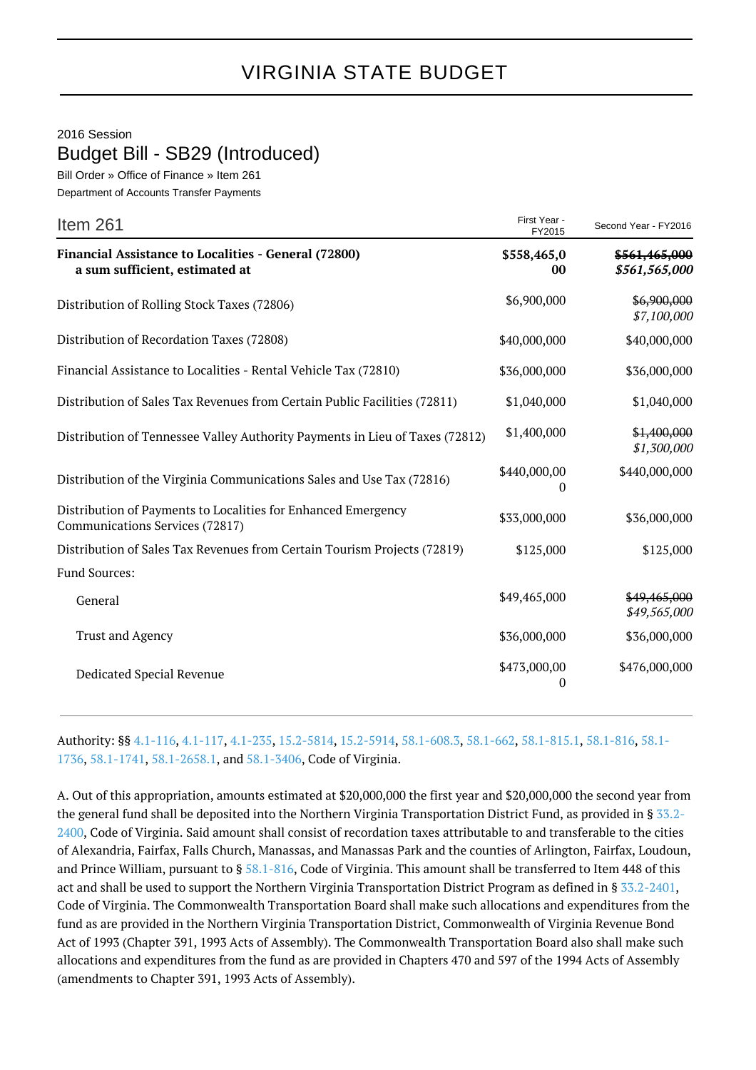# VIRGINIA STATE BUDGET

2016 Session

## Budget Bill - SB29 (Introduced)

Bill Order » Office of Finance » Item 261

Department of Accounts Transfer Payments

| Item 261 | First Year - FY2015 | Second Year - FY2016 |
|---|---|---|
| **Financial Assistance to Localities - General (72800)** **a sum sufficient, estimated at** | **$558,465,000** | ~~**$561,465,000**~~ ***$561,565,000*** |
| Distribution of Rolling Stock Taxes (72806) | $6,900,000 | ~~$6,900,000~~ *$7,100,000* |
| Distribution of Recordation Taxes (72808) | $40,000,000 | $40,000,000 |
| Financial Assistance to Localities - Rental Vehicle Tax (72810) | $36,000,000 | $36,000,000 |
| Distribution of Sales Tax Revenues from Certain Public Facilities (72811) | $1,040,000 | $1,040,000 |
| Distribution of Tennessee Valley Authority Payments in Lieu of Taxes (72812) | $1,400,000 | ~~$1,400,000~~ *$1,300,000* |
| Distribution of the Virginia Communications Sales and Use Tax (72816) | $440,000,000 | $440,000,000 |
| Distribution of Payments to Localities for Enhanced Emergency Communications Services (72817) | $33,000,000 | $36,000,000 |
| Distribution of Sales Tax Revenues from Certain Tourism Projects (72819) | $125,000 | $125,000 |
| Fund Sources: | | |
| General | $49,465,000 | ~~$49,465,000~~ *$49,565,000* |
| Trust and Agency | $36,000,000 | $36,000,000 |
| Dedicated Special Revenue | $473,000,000 | $476,000,000 |

Authority: §§ 4.1-116, 4.1-117, 4.1-235, 15.2-5814, 15.2-5914, 58.1-608.3, 58.1-662, 58.1-815.1, 58.1-816, 58.1-1736, 58.1-1741, 58.1-2658.1, and 58.1-3406, Code of Virginia.

A. Out of this appropriation, amounts estimated at $20,000,000 the first year and $20,000,000 the second year from the general fund shall be deposited into the Northern Virginia Transportation District Fund, as provided in § 33.2-2400, Code of Virginia. Said amount shall consist of recordation taxes attributable to and transferable to the cities of Alexandria, Fairfax, Falls Church, Manassas, and Manassas Park and the counties of Arlington, Fairfax, Loudoun, and Prince William, pursuant to § 58.1-816, Code of Virginia. This amount shall be transferred to Item 448 of this act and shall be used to support the Northern Virginia Transportation District Program as defined in § 33.2-2401, Code of Virginia. The Commonwealth Transportation Board shall make such allocations and expenditures from the fund as are provided in the Northern Virginia Transportation District, Commonwealth of Virginia Revenue Bond Act of 1993 (Chapter 391, 1993 Acts of Assembly). The Commonwealth Transportation Board also shall make such allocations and expenditures from the fund as are provided in Chapters 470 and 597 of the 1994 Acts of Assembly (amendments to Chapter 391, 1993 Acts of Assembly).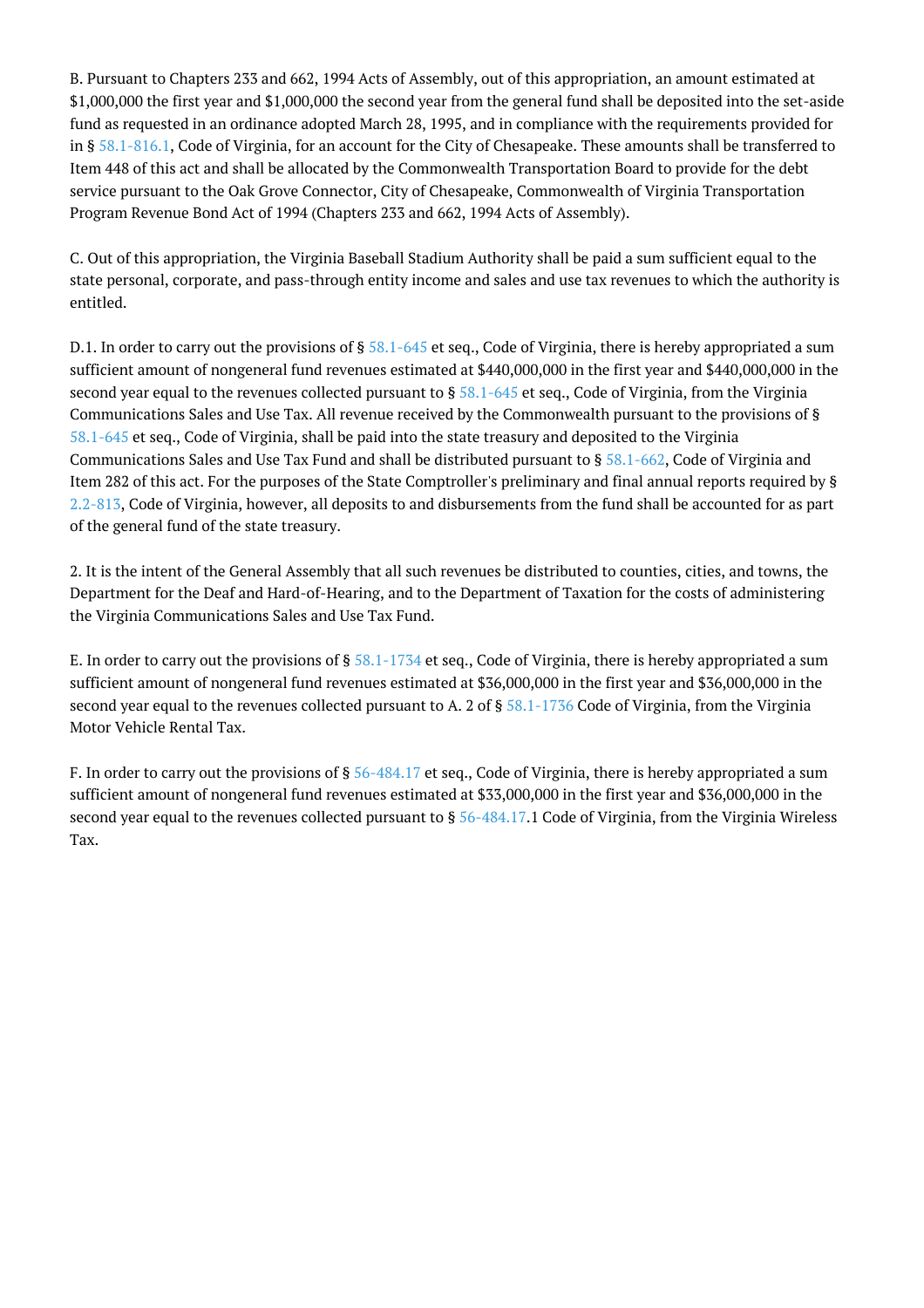B. Pursuant to Chapters 233 and 662, 1994 Acts of Assembly, out of this appropriation, an amount estimated at $1,000,000 the first year and $1,000,000 the second year from the general fund shall be deposited into the set-aside fund as requested in an ordinance adopted March 28, 1995, and in compliance with the requirements provided for in § 58.1-816.1, Code of Virginia, for an account for the City of Chesapeake. These amounts shall be transferred to Item 448 of this act and shall be allocated by the Commonwealth Transportation Board to provide for the debt service pursuant to the Oak Grove Connector, City of Chesapeake, Commonwealth of Virginia Transportation Program Revenue Bond Act of 1994 (Chapters 233 and 662, 1994 Acts of Assembly).

C. Out of this appropriation, the Virginia Baseball Stadium Authority shall be paid a sum sufficient equal to the state personal, corporate, and pass-through entity income and sales and use tax revenues to which the authority is entitled.

D.1. In order to carry out the provisions of § 58.1-645 et seq., Code of Virginia, there is hereby appropriated a sum sufficient amount of nongeneral fund revenues estimated at $440,000,000 in the first year and $440,000,000 in the second year equal to the revenues collected pursuant to § 58.1-645 et seq., Code of Virginia, from the Virginia Communications Sales and Use Tax. All revenue received by the Commonwealth pursuant to the provisions of § 58.1-645 et seq., Code of Virginia, shall be paid into the state treasury and deposited to the Virginia Communications Sales and Use Tax Fund and shall be distributed pursuant to § 58.1-662, Code of Virginia and Item 282 of this act. For the purposes of the State Comptroller's preliminary and final annual reports required by § 2.2-813, Code of Virginia, however, all deposits to and disbursements from the fund shall be accounted for as part of the general fund of the state treasury.

2. It is the intent of the General Assembly that all such revenues be distributed to counties, cities, and towns, the Department for the Deaf and Hard-of-Hearing, and to the Department of Taxation for the costs of administering the Virginia Communications Sales and Use Tax Fund.

E. In order to carry out the provisions of § 58.1-1734 et seq., Code of Virginia, there is hereby appropriated a sum sufficient amount of nongeneral fund revenues estimated at $36,000,000 in the first year and $36,000,000 in the second year equal to the revenues collected pursuant to A. 2 of § 58.1-1736 Code of Virginia, from the Virginia Motor Vehicle Rental Tax.

F. In order to carry out the provisions of § 56-484.17 et seq., Code of Virginia, there is hereby appropriated a sum sufficient amount of nongeneral fund revenues estimated at $33,000,000 in the first year and $36,000,000 in the second year equal to the revenues collected pursuant to § 56-484.17.1 Code of Virginia, from the Virginia Wireless Tax.